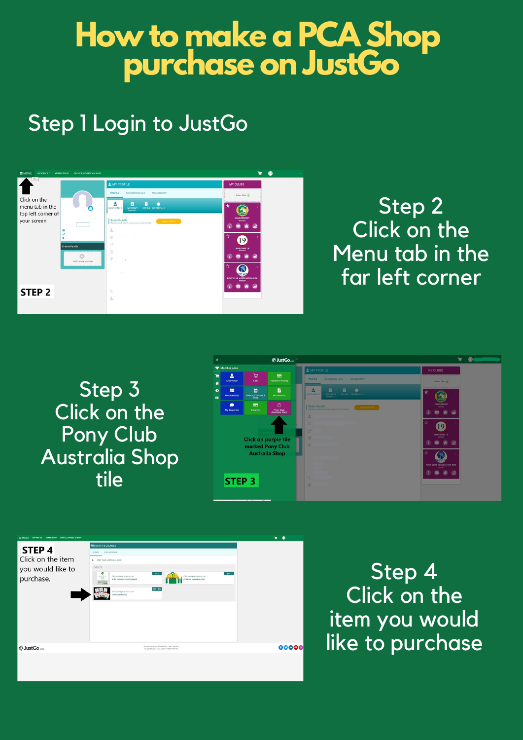# How to make a PCA Shop purchase on JustGo

Step 1 Login to JustGo

Click on the menu tab in the top left corner of your screen

**STEP 2**

Step 2
Click on the Menu tab in the far left corner

Step 3
Click on the Pony Club Australia Shop tile

Click on purple tile marked Pony Club Australia Shop

**STEP 3**

**STEP 4**
Click on the item you would like to purchase.

Step 4
Click on the item you would like to purchase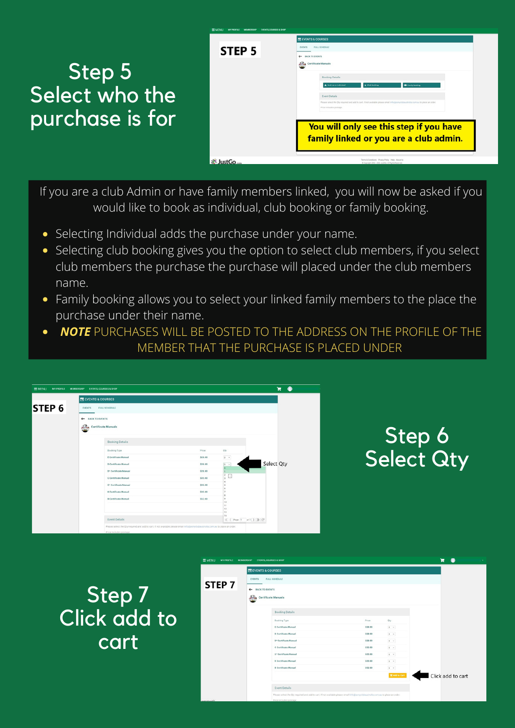# Step 5
# Select who the purchase is for

If you are a club Admin or have family members linked, you will now be asked if you would like to book as individual, club booking or family booking.

- Selecting Individual adds the purchase under your name.
- Selecting club booking gives you the option to select club members, if you select club members the purchase the purchase will placed under the club members name.
- Family booking allows you to select your linked family members to the place the purchase under their name.
- ***NOTE*** PURCHASES WILL BE POSTED TO THE ADDRESS ON THE PROFILE OF THE MEMBER THAT THE PURCHASE IS PLACED UNDER

# Step 6
# Select Qty

# Step 7
# Click add to cart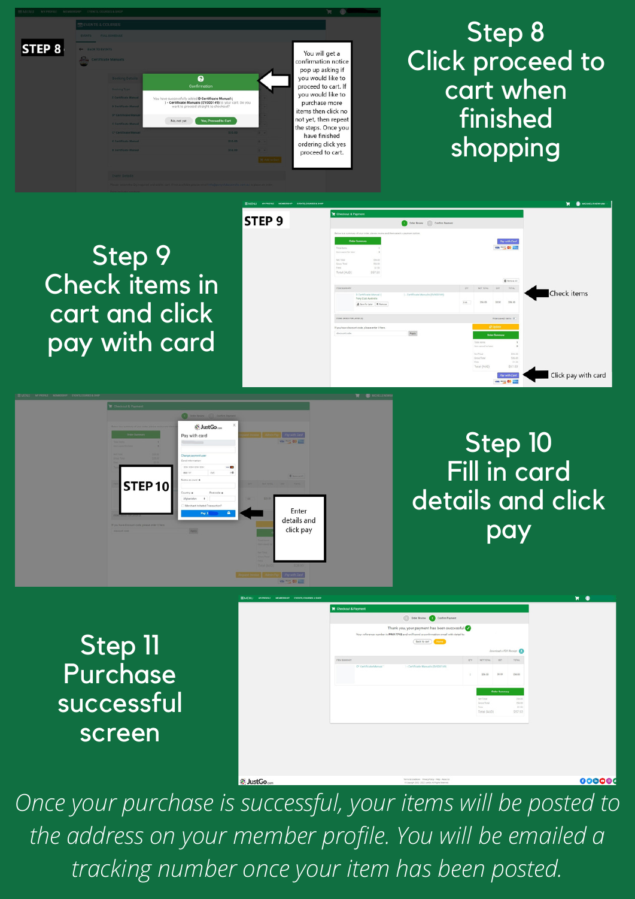## Step 8
## Click proceed to cart when finished shopping

STEP 8

You will get a confirmation notice pop up asking if you would like to proceed to cart. If you would like to purchase more items then click no not yet, then repeat the steps. Once you have finished ordering click yes proceed to cart.

## Step 9
## Check items in cart and click pay with card

STEP 9

Check items

Click pay with card

## Step 10
## Fill in card details and click pay

STEP 10

Enter details and click pay

## Step 11
## Purchase successful screen

*Once your purchase is successful, your items will be posted to the address on your member profile. You will be emailed a tracking number once your item has been posted.*